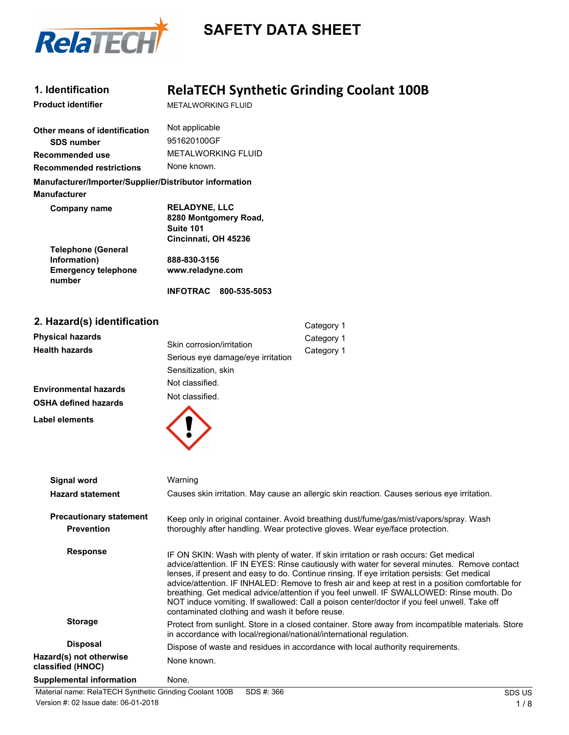# SAFETY DATA SHEET

## 1. Identification

**RelaTECH Synthetic Grinding Coolant 100B**

| | |
|---|---|
| **Product identifier** | METALWORKING FLUID |
| **Other means of identification** | Not applicable |
| **SDS number** | 951620100GF |
| **Recommended use** | METALWORKING FLUID |
| **Recommended restrictions** | None known. |

**Manufacturer/Importer/Supplier/Distributor information**

**Manufacturer**

| | |
|---|---|
| **Company name** | **RELADYNE, LLC**<br>**8280 Montgomery Road,**<br>**Suite 101**<br>**Cincinnati, OH 45236** |
| **Telephone (General Information)** | **888-830-3156** |
| **Emergency telephone number** | **www.reladyne.com**<br><br>**INFOTRAC 800-535-5053** |

## 2. Hazard(s) identification

| | | |
|---|---|---|
| **Physical hazards** | | |
| **Health hazards** | Skin corrosion/irritation | Category 1 |
| | Serious eye damage/eye irritation | Category 1 |
| | Sensitization, skin | Category 1 |
| **Environmental hazards** | Not classified. | |
| **OSHA defined hazards** | Not classified. | |

**Label elements**

**Signal word** Warning

**Hazard statement** Causes skin irritation. May cause an allergic skin reaction. Causes serious eye irritation.

**Precautionary statement**

**Prevention** Keep only in original container. Avoid breathing dust/fume/gas/mist/vapors/spray. Wash thoroughly after handling. Wear protective gloves. Wear eye/face protection.

**Response** IF ON SKIN: Wash with plenty of water. If skin irritation or rash occurs: Get medical advice/attention. IF IN EYES: Rinse cautiously with water for several minutes. Remove contact lenses, if present and easy to do. Continue rinsing. If eye irritation persists: Get medical advice/attention. IF INHALED: Remove to fresh air and keep at rest in a position comfortable for breathing. Get medical advice/attention if you feel unwell. IF SWALLOWED: Rinse mouth. Do NOT induce vomiting. If swallowed: Call a poison center/doctor if you feel unwell. Take off contaminated clothing and wash it before reuse.

**Storage** Protect from sunlight. Store in a closed container. Store away from incompatible materials. Store in accordance with local/regional/national/international regulation.

**Disposal** Dispose of waste and residues in accordance with local authority requirements.

**Hazard(s) not otherwise classified (HNOC)** None known.

**Supplemental information** None.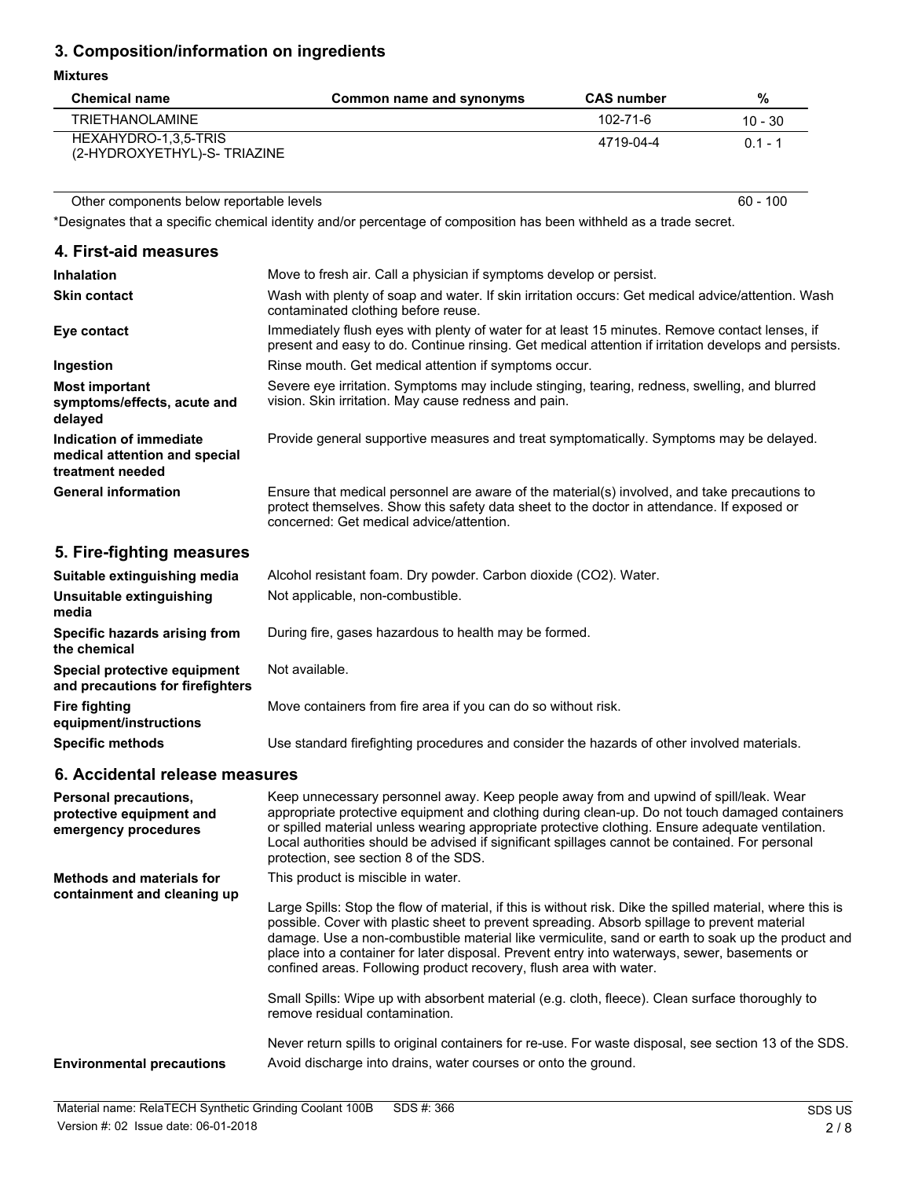## 3. Composition/information on ingredients

**Mixtures**

| Chemical name | Common name and synonyms | CAS number | % |
|---|---|---|---|
| TRIETHANOLAMINE | | 102-71-6 | 10 - 30 |
| HEXAHYDRO-1,3,5-TRIS (2-HYDROXYETHYL)-S- TRIAZINE | | 4719-04-4 | 0.1 - 1 |
| Other components below reportable levels | | | 60 - 100 |

*Designates that a specific chemical identity and/or percentage of composition has been withheld as a trade secret.

## 4. First-aid measures

**Inhalation**
Move to fresh air. Call a physician if symptoms develop or persist.

**Skin contact**
Wash with plenty of soap and water. If skin irritation occurs: Get medical advice/attention. Wash contaminated clothing before reuse.

**Eye contact**
Immediately flush eyes with plenty of water for at least 15 minutes. Remove contact lenses, if present and easy to do. Continue rinsing. Get medical attention if irritation develops and persists.

**Ingestion**
Rinse mouth. Get medical attention if symptoms occur.

**Most important symptoms/effects, acute and delayed**
Severe eye irritation. Symptoms may include stinging, tearing, redness, swelling, and blurred vision. Skin irritation. May cause redness and pain.

**Indication of immediate medical attention and special treatment needed**
Provide general supportive measures and treat symptomatically. Symptoms may be delayed.

**General information**
Ensure that medical personnel are aware of the material(s) involved, and take precautions to protect themselves. Show this safety data sheet to the doctor in attendance. If exposed or concerned: Get medical advice/attention.

## 5. Fire-fighting measures

**Suitable extinguishing media**
Alcohol resistant foam. Dry powder. Carbon dioxide ($CO_2$). Water.

**Unsuitable extinguishing media**
Not applicable, non-combustible.

**Specific hazards arising from the chemical**
During fire, gases hazardous to health may be formed.

**Special protective equipment and precautions for firefighters**
Not available.

**Fire fighting equipment/instructions**
Move containers from fire area if you can do so without risk.

**Specific methods**
Use standard firefighting procedures and consider the hazards of other involved materials.

## 6. Accidental release measures

**Personal precautions, protective equipment and emergency procedures**
Keep unnecessary personnel away. Keep people away from and upwind of spill/leak. Wear appropriate protective equipment and clothing during clean-up. Do not touch damaged containers or spilled material unless wearing appropriate protective clothing. Ensure adequate ventilation. Local authorities should be advised if significant spillages cannot be contained. For personal protection, see section 8 of the SDS.

**Methods and materials for containment and cleaning up**
This product is miscible in water.

Large Spills: Stop the flow of material, if this is without risk. Dike the spilled material, where this is possible. Cover with plastic sheet to prevent spreading. Absorb spillage to prevent material damage. Use a non-combustible material like vermiculite, sand or earth to soak up the product and place into a container for later disposal. Prevent entry into waterways, sewer, basements or confined areas. Following product recovery, flush area with water.

Small Spills: Wipe up with absorbent material (e.g. cloth, fleece). Clean surface thoroughly to remove residual contamination.

Never return spills to original containers for re-use. For waste disposal, see section 13 of the SDS.

**Environmental precautions**
Avoid discharge into drains, water courses or onto the ground.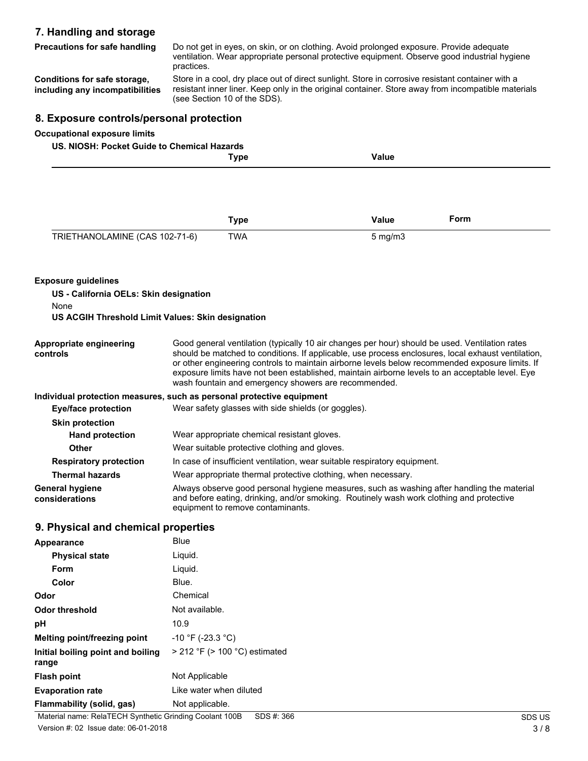## 7. Handling and storage

**Precautions for safe handling** Do not get in eyes, on skin, or on clothing. Avoid prolonged exposure. Provide adequate ventilation. Wear appropriate personal protective equipment. Observe good industrial hygiene practices.

**Conditions for safe storage, including any incompatibilities** Store in a cool, dry place out of direct sunlight. Store in corrosive resistant container with a resistant inner liner. Keep only in the original container. Store away from incompatible materials (see Section 10 of the SDS).

## 8. Exposure controls/personal protection

**Occupational exposure limits**

**US. NIOSH: Pocket Guide to Chemical Hazards**

| | Type | Value | Form |
|---|---|---|---|
| TRIETHANOLAMINE (CAS 102-71-6) | TWA | 5 mg/m3 | |

**Exposure guidelines**

**US - California OELs: Skin designation**

None

**US ACGIH Threshold Limit Values: Skin designation**

**Appropriate engineering controls** Good general ventilation (typically 10 air changes per hour) should be used. Ventilation rates should be matched to conditions. If applicable, use process enclosures, local exhaust ventilation, or other engineering controls to maintain airborne levels below recommended exposure limits. If exposure limits have not been established, maintain airborne levels to an acceptable level. Eye wash fountain and emergency showers are recommended.

**Individual protection measures, such as personal protective equipment**

**Eye/face protection** Wear safety glasses with side shields (or goggles).

**Skin protection**

**Hand protection** Wear appropriate chemical resistant gloves.

**Other** Wear suitable protective clothing and gloves.

**Respiratory protection** In case of insufficient ventilation, wear suitable respiratory equipment.

**Thermal hazards** Wear appropriate thermal protective clothing, when necessary.

**General hygiene considerations** Always observe good personal hygiene measures, such as washing after handling the material and before eating, drinking, and/or smoking. Routinely wash work clothing and protective equipment to remove contaminants.

## 9. Physical and chemical properties

| | |
|---|---|
| **Appearance** | Blue |
| **Physical state** | Liquid. |
| **Form** | Liquid. |
| **Color** | Blue. |
| **Odor** | Chemical |
| **Odor threshold** | Not available. |
| **pH** | 10.9 |
| **Melting point/freezing point** | -10 °F (-23.3 °C) |
| **Initial boiling point and boiling range** | > 212 °F (> 100 °C) estimated |
| **Flash point** | Not Applicable |
| **Evaporation rate** | Like water when diluted |
| **Flammability (solid, gas)** | Not applicable. |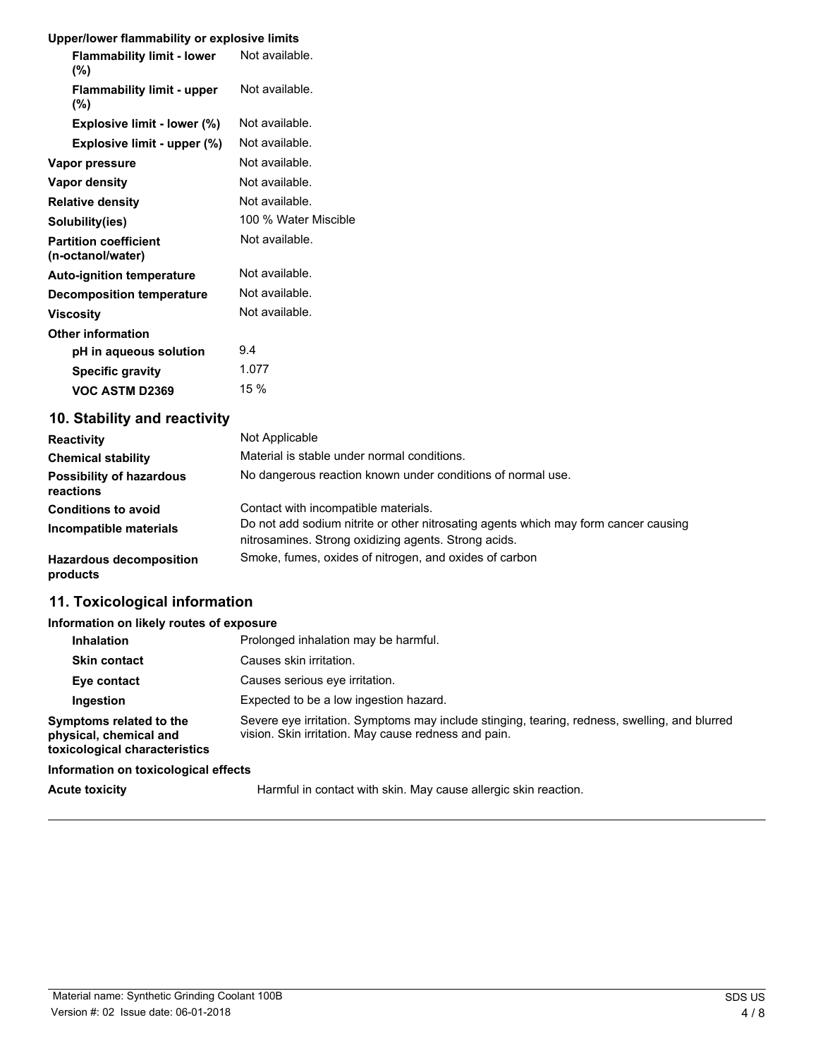**Upper/lower flammability or explosive limits**

| | |
|---|---|
| **Flammability limit - lower (%)** | Not available. |
| **Flammability limit - upper (%)** | Not available. |
| **Explosive limit - lower (%)** | Not available. |
| **Explosive limit - upper (%)** | Not available. |
| **Vapor pressure** | Not available. |
| **Vapor density** | Not available. |
| **Relative density** | Not available. |
| **Solubility(ies)** | 100 % Water Miscible |
| **Partition coefficient (n-octanol/water)** | Not available. |
| **Auto-ignition temperature** | Not available. |
| **Decomposition temperature** | Not available. |
| **Viscosity** | Not available. |

**Other information**

| | |
|---|---|
| **pH in aqueous solution** | 9.4 |
| **Specific gravity** | 1.077 |
| **VOC ASTM D2369** | 15 % |

## 10. Stability and reactivity

| | |
|---|---|
| **Reactivity** | Not Applicable |
| **Chemical stability** | Material is stable under normal conditions. |
| **Possibility of hazardous reactions** | No dangerous reaction known under conditions of normal use. |
| **Conditions to avoid** | Contact with incompatible materials. |
| **Incompatible materials** | Do not add sodium nitrite or other nitrosating agents which may form cancer causing nitrosamines. Strong oxidizing agents. Strong acids. |
| **Hazardous decomposition products** | Smoke, fumes, oxides of nitrogen, and oxides of carbon |

## 11. Toxicological information

**Information on likely routes of exposure**

| | |
|---|---|
| **Inhalation** | Prolonged inhalation may be harmful. |
| **Skin contact** | Causes skin irritation. |
| **Eye contact** | Causes serious eye irritation. |
| **Ingestion** | Expected to be a low ingestion hazard. |
| **Symptoms related to the physical, chemical and toxicological characteristics** | Severe eye irritation. Symptoms may include stinging, tearing, redness, swelling, and blurred vision. Skin irritation. May cause redness and pain. |

**Information on toxicological effects**

| | |
|---|---|
| **Acute toxicity** | Harmful in contact with skin. May cause allergic skin reaction. |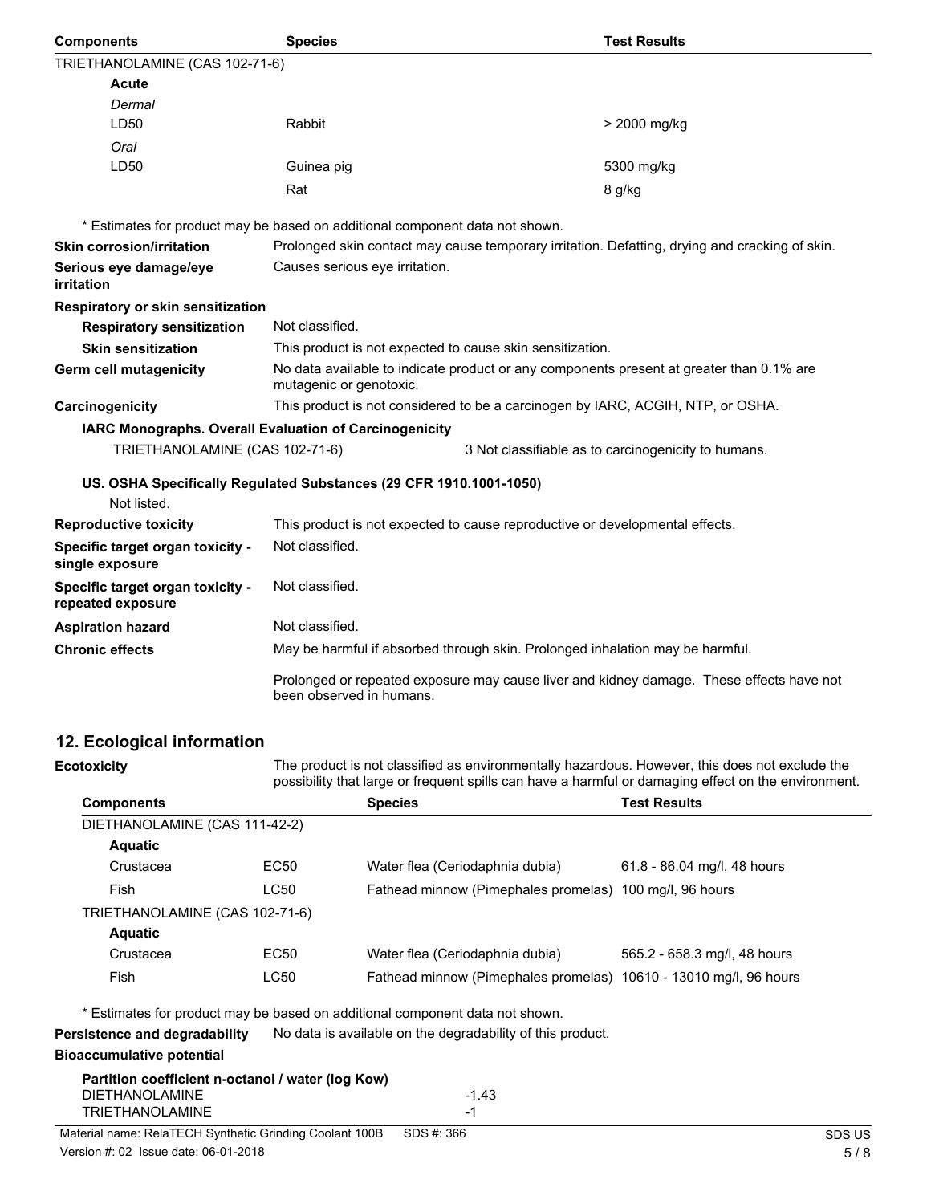| Components | Species | Test Results |
| --- | --- | --- |
| TRIETHANOLAMINE (CAS 102-71-6) | | |
| **Acute** | | |
| *Dermal* | | |
| LD50 | Rabbit | > 2000 mg/kg |
| *Oral* | | |
| LD50 | Guinea pig | 5300 mg/kg |
| | Rat | 8 g/kg |

\* Estimates for product may be based on additional component data not shown.

**Skin corrosion/irritation** Prolonged skin contact may cause temporary irritation. Defatting, drying and cracking of skin.

**Serious eye damage/eye irritation** Causes serious eye irritation.

**Respiratory or skin sensitization**

**Respiratory sensitization** Not classified.

**Skin sensitization** This product is not expected to cause skin sensitization.

**Germ cell mutagenicity** No data available to indicate product or any components present at greater than 0.1% are mutagenic or genotoxic.

**Carcinogenicity** This product is not considered to be a carcinogen by IARC, ACGIH, NTP, or OSHA.

**IARC Monographs. Overall Evaluation of Carcinogenicity**

TRIETHANOLAMINE (CAS 102-71-6) 3 Not classifiable as to carcinogenicity to humans.

**US. OSHA Specifically Regulated Substances (29 CFR 1910.1001-1050)**

Not listed.

**Reproductive toxicity** This product is not expected to cause reproductive or developmental effects.

**Specific target organ toxicity - single exposure** Not classified.

**Specific target organ toxicity - repeated exposure** Not classified.

**Aspiration hazard** Not classified.

**Chronic effects** May be harmful if absorbed through skin. Prolonged inhalation may be harmful.

Prolonged or repeated exposure may cause liver and kidney damage. These effects have not been observed in humans.

## 12. Ecological information

**Ecotoxicity** The product is not classified as environmentally hazardous. However, this does not exclude the possibility that large or frequent spills can have a harmful or damaging effect on the environment.

| Components | | Species | Test Results |
| --- | --- | --- | --- |
| DIETHANOLAMINE (CAS 111-42-2) | | | |
| **Aquatic** | | | |
| Crustacea | EC50 | Water flea (Ceriodaphnia dubia) | 61.8 - 86.04 mg/l, 48 hours |
| Fish | LC50 | Fathead minnow (Pimephales promelas) | 100 mg/l, 96 hours |
| TRIETHANOLAMINE (CAS 102-71-6) | | | |
| **Aquatic** | | | |
| Crustacea | EC50 | Water flea (Ceriodaphnia dubia) | 565.2 - 658.3 mg/l, 48 hours |
| Fish | LC50 | Fathead minnow (Pimephales promelas) | 10610 - 13010 mg/l, 96 hours |

\* Estimates for product may be based on additional component data not shown.

**Persistence and degradability** No data is available on the degradability of this product.

**Bioaccumulative potential**

**Partition coefficient n-octanol / water (log Kow)**

| | |
| --- | --- |
| DIETHANOLAMINE | -1.43 |
| TRIETHANOLAMINE | -1 |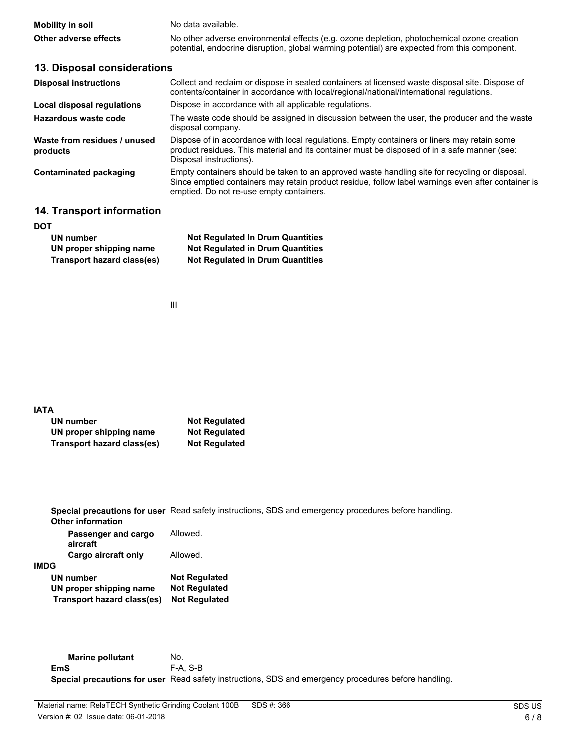| | |
|---|---|
| **Mobility in soil** | No data available. |
| **Other adverse effects** | No other adverse environmental effects (e.g. ozone depletion, photochemical ozone creation potential, endocrine disruption, global warming potential) are expected from this component. |

## 13. Disposal considerations

| | |
|---|---|
| **Disposal instructions** | Collect and reclaim or dispose in sealed containers at licensed waste disposal site. Dispose of contents/container in accordance with local/regional/national/international regulations. |
| **Local disposal regulations** | Dispose in accordance with all applicable regulations. |
| **Hazardous waste code** | The waste code should be assigned in discussion between the user, the producer and the waste disposal company. |
| **Waste from residues / unused products** | Dispose of in accordance with local regulations. Empty containers or liners may retain some product residues. This material and its container must be disposed of in a safe manner (see: Disposal instructions). |
| **Contaminated packaging** | Empty containers should be taken to an approved waste handling site for recycling or disposal. Since emptied containers may retain product residue, follow label warnings even after container is emptied. Do not re-use empty containers. |

## 14. Transport information

**DOT**

| | |
|---|---|
| **UN number** | **Not Regulated In Drum Quantities** |
| **UN proper shipping name** | **Not Regulated in Drum Quantities** |
| **Transport hazard class(es)** | **Not Regulated in Drum Quantities** |

III

**IATA**

| | |
|---|---|
| **UN number** | **Not Regulated** |
| **UN proper shipping name** | **Not Regulated** |
| **Transport hazard class(es)** | **Not Regulated** |

**Special precautions for user** Read safety instructions, SDS and emergency procedures before handling.

**Other information**

| | |
|---|---|
| **Passenger and cargo aircraft** | Allowed. |
| **Cargo aircraft only** | Allowed. |

**IMDG**

| | |
|---|---|
| **UN number** | **Not Regulated** |
| **UN proper shipping name** | **Not Regulated** |
| **Transport hazard class(es)** | **Not Regulated** |

| | |
|---|---|
| **Marine pollutant** | No. |
| **EmS** | F-A, S-B |

**Special precautions for user** Read safety instructions, SDS and emergency procedures before handling.

Material name: RelaTECH Synthetic Grinding Coolant 100B SDS #: 366
Version #: 02 Issue date: 06-01-2018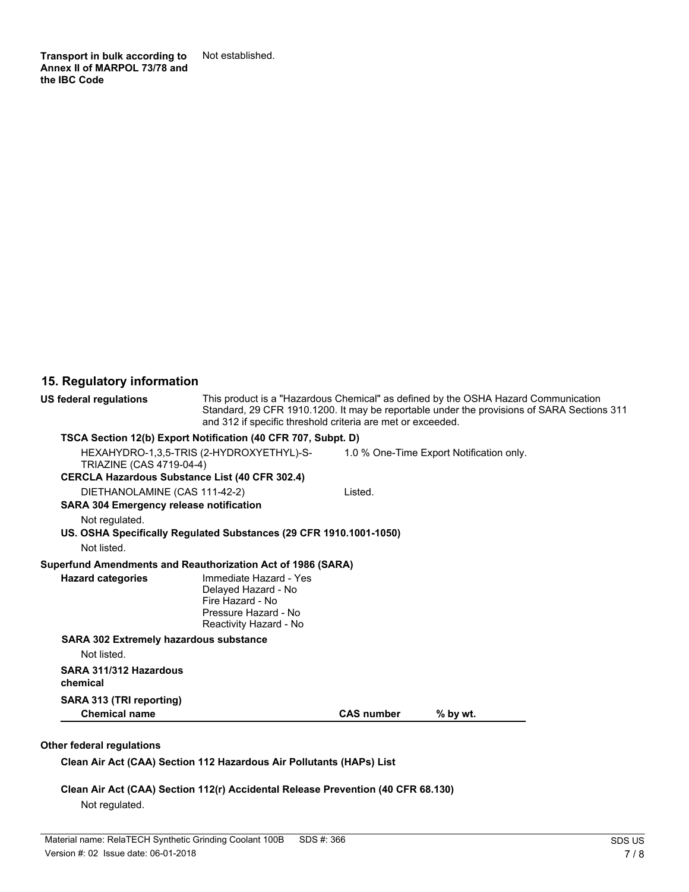**Transport in bulk according to Annex II of MARPOL 73/78 and the IBC Code** Not established.

## 15. Regulatory information

**US federal regulations** This product is a "Hazardous Chemical" as defined by the OSHA Hazard Communication Standard, 29 CFR 1910.1200. It may be reportable under the provisions of SARA Sections 311 and 312 if specific threshold criteria are met or exceeded.

**TSCA Section 12(b) Export Notification (40 CFR 707, Subpt. D)**

HEXAHYDRO-1,3,5-TRIS (2-HYDROXYETHYL)-S-TRIAZINE (CAS 4719-04-4) 1.0 % One-Time Export Notification only.

**CERCLA Hazardous Substance List (40 CFR 302.4)**

DIETHANOLAMINE (CAS 111-42-2) Listed.

**SARA 304 Emergency release notification**

Not regulated.

**US. OSHA Specifically Regulated Substances (29 CFR 1910.1001-1050)**

Not listed.

**Superfund Amendments and Reauthorization Act of 1986 (SARA)**

**Hazard categories**
Immediate Hazard - Yes
Delayed Hazard - No
Fire Hazard - No
Pressure Hazard - No
Reactivity Hazard - No

**SARA 302 Extremely hazardous substance**

Not listed.

**SARA 311/312 Hazardous chemical**

**SARA 313 (TRI reporting)**

| Chemical name | CAS number | % by wt. |
| --- | --- | --- |

**Other federal regulations**

**Clean Air Act (CAA) Section 112 Hazardous Air Pollutants (HAPs) List**

**Clean Air Act (CAA) Section 112(r) Accidental Release Prevention (40 CFR 68.130)**

Not regulated.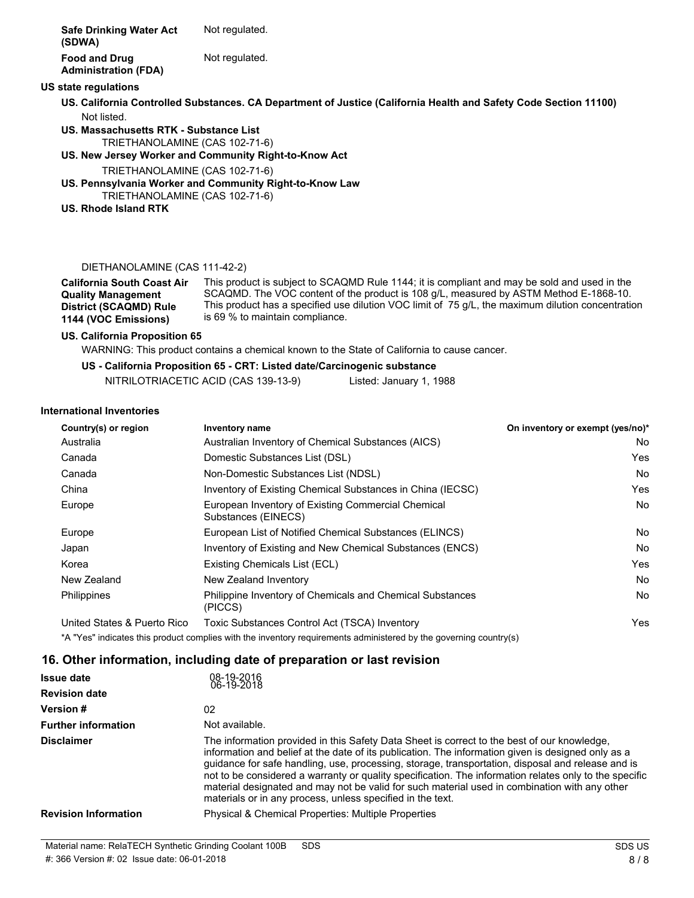**Safe Drinking Water Act (SDWA)** Not regulated.

**Food and Drug Administration (FDA)** Not regulated.

**US state regulations**

**US. California Controlled Substances. CA Department of Justice (California Health and Safety Code Section 11100)**

Not listed.

**US. Massachusetts RTK - Substance List**

TRIETHANOLAMINE (CAS 102-71-6)

**US. New Jersey Worker and Community Right-to-Know Act**

TRIETHANOLAMINE (CAS 102-71-6)

**US. Pennsylvania Worker and Community Right-to-Know Law**

TRIETHANOLAMINE (CAS 102-71-6)

**US. Rhode Island RTK**

DIETHANOLAMINE (CAS 111-42-2)

**California South Coast Air Quality Management District (SCAQMD) Rule 1144 (VOC Emissions)** This product is subject to SCAQMD Rule 1144; it is compliant and may be sold and used in the SCAQMD. The VOC content of the product is 108 g/L, measured by ASTM Method E-1868-10. This product has a specified use dilution VOC limit of 75 g/L, the maximum dilution concentration is 69 % to maintain compliance.

**US. California Proposition 65**

WARNING: This product contains a chemical known to the State of California to cause cancer.

**US - California Proposition 65 - CRT: Listed date/Carcinogenic substance**

NITRILOTRIACETIC ACID (CAS 139-13-9) Listed: January 1, 1988

**International Inventories**

| Country(s) or region | Inventory name | On inventory or exempt (yes/no)* |
|---|---|---|
| Australia | Australian Inventory of Chemical Substances (AICS) | No |
| Canada | Domestic Substances List (DSL) | Yes |
| Canada | Non-Domestic Substances List (NDSL) | No |
| China | Inventory of Existing Chemical Substances in China (IECSC) | Yes |
| Europe | European Inventory of Existing Commercial Chemical Substances (EINECS) | No |
| Europe | European List of Notified Chemical Substances (ELINCS) | No |
| Japan | Inventory of Existing and New Chemical Substances (ENCS) | No |
| Korea | Existing Chemicals List (ECL) | Yes |
| New Zealand | New Zealand Inventory | No |
| Philippines | Philippine Inventory of Chemicals and Chemical Substances (PICCS) | No |
| United States & Puerto Rico | Toxic Substances Control Act (TSCA) Inventory | Yes |

*A "Yes" indicates this product complies with the inventory requirements administered by the governing country(s)

## 16. Other information, including date of preparation or last revision

**Issue date** 08-19-2016

**Revision date** 06-19-2018

**Version #** 02

**Further information** Not available.

**Disclaimer** The information provided in this Safety Data Sheet is correct to the best of our knowledge, information and belief at the date of its publication. The information given is designed only as a guidance for safe handling, use, processing, storage, transportation, disposal and release and is not to be considered a warranty or quality specification. The information relates only to the specific material designated and may not be valid for such material used in combination with any other materials or in any process, unless specified in the text.

**Revision Information** Physical & Chemical Properties: Multiple Properties